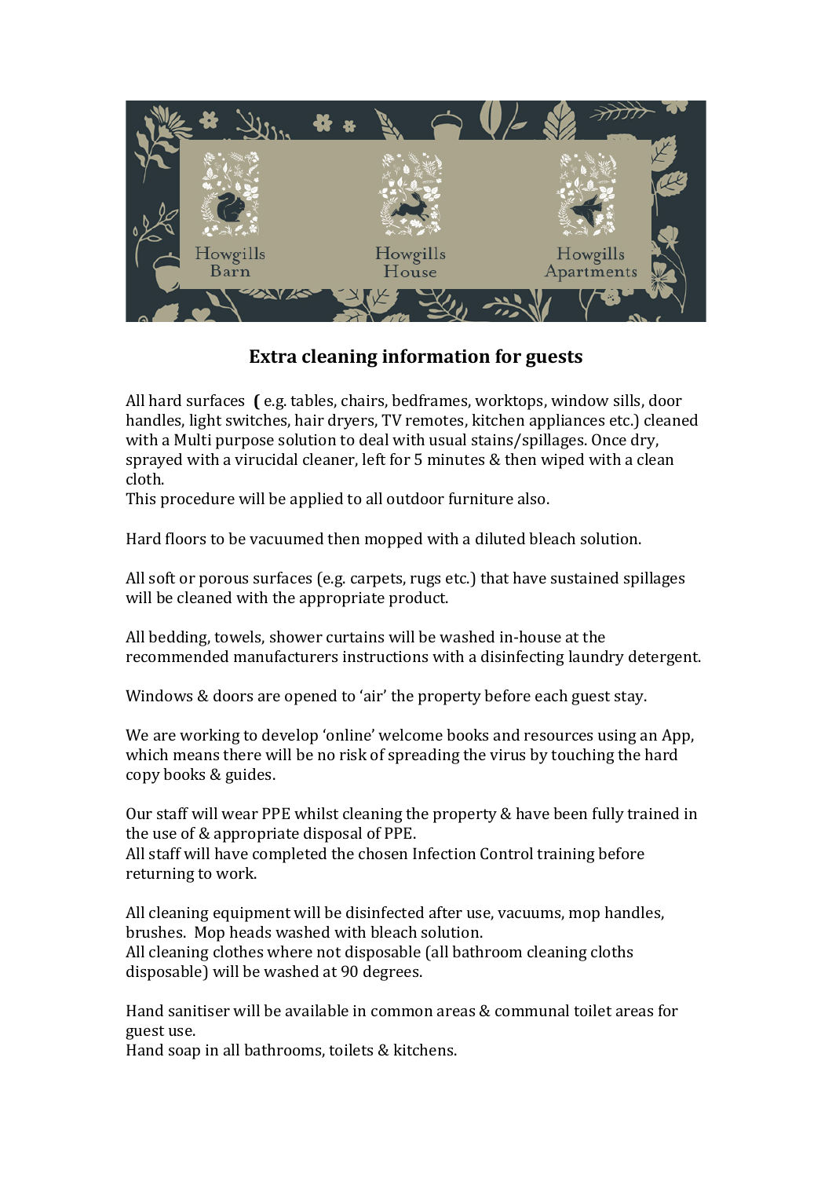Howgills Barn

Howgills House

Howgills Apartments

## Extra cleaning information for guests

All hard surfaces **(** e.g. tables, chairs, bedframes, worktops, window sills, door handles, light switches, hair dryers, TV remotes, kitchen appliances etc.) cleaned with a Multi purpose solution to deal with usual stains/spillages. Once dry, sprayed with a virucidal cleaner, left for 5 minutes & then wiped with a clean cloth.
This procedure will be applied to all outdoor furniture also.

Hard floors to be vacuumed then mopped with a diluted bleach solution.

All soft or porous surfaces (e.g. carpets, rugs etc.) that have sustained spillages will be cleaned with the appropriate product.

All bedding, towels, shower curtains will be washed in-house at the recommended manufacturers instructions with a disinfecting laundry detergent.

Windows & doors are opened to 'air' the property before each guest stay.

We are working to develop 'online' welcome books and resources using an App, which means there will be no risk of spreading the virus by touching the hard copy books & guides.

Our staff will wear PPE whilst cleaning the property & have been fully trained in the use of & appropriate disposal of PPE.
All staff will have completed the chosen Infection Control training before returning to work.

All cleaning equipment will be disinfected after use, vacuums, mop handles, brushes. Mop heads washed with bleach solution.
All cleaning clothes where not disposable (all bathroom cleaning cloths disposable) will be washed at 90 degrees.

Hand sanitiser will be available in common areas & communal toilet areas for guest use.
Hand soap in all bathrooms, toilets & kitchens.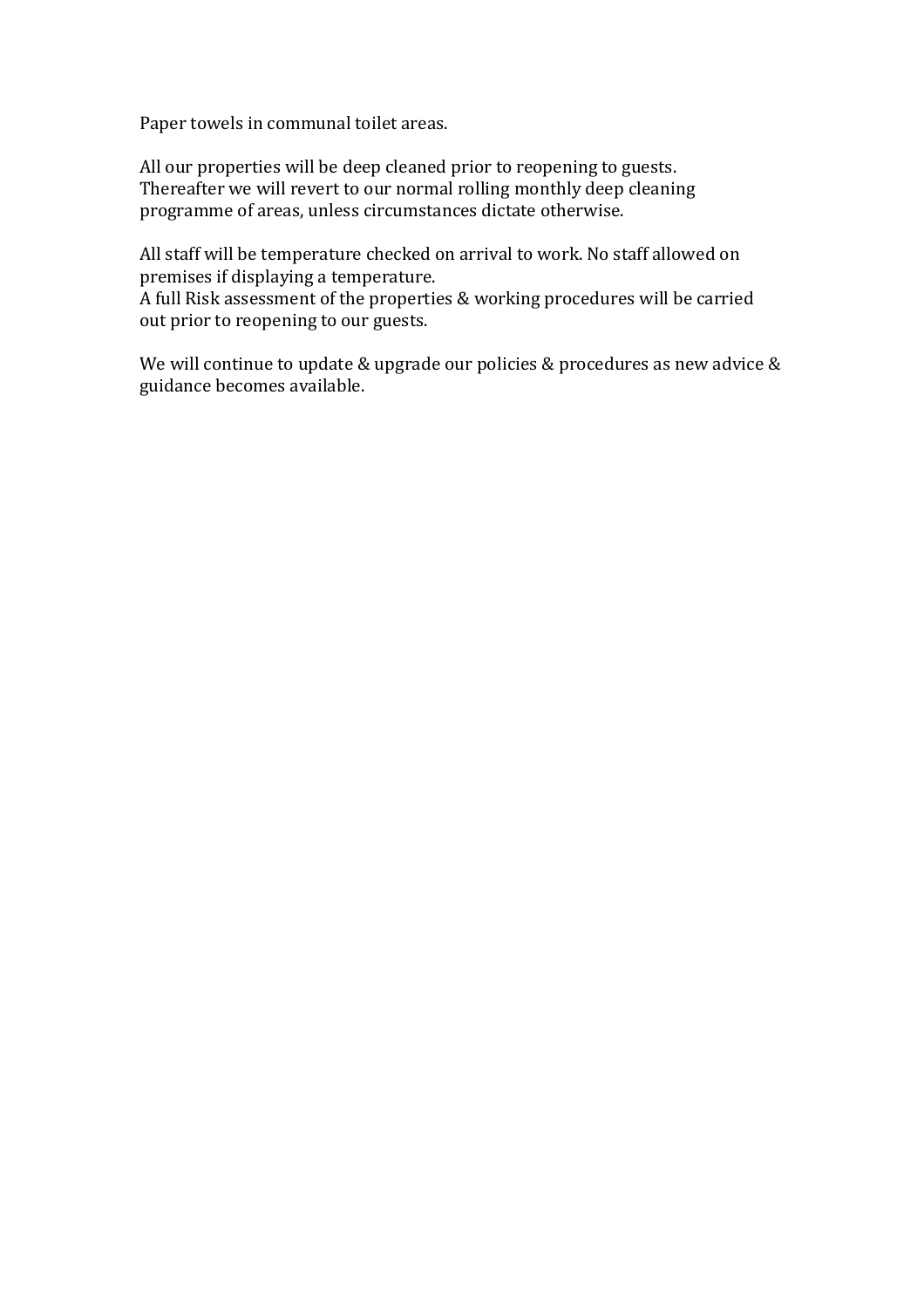Paper towels in communal toilet areas.

All our properties will be deep cleaned prior to reopening to guests. Thereafter we will revert to our normal rolling monthly deep cleaning programme of areas, unless circumstances dictate otherwise.

All staff will be temperature checked on arrival to work. No staff allowed on premises if displaying a temperature.
A full Risk assessment of the properties & working procedures will be carried out prior to reopening to our guests.

We will continue to update & upgrade our policies & procedures as new advice & guidance becomes available.